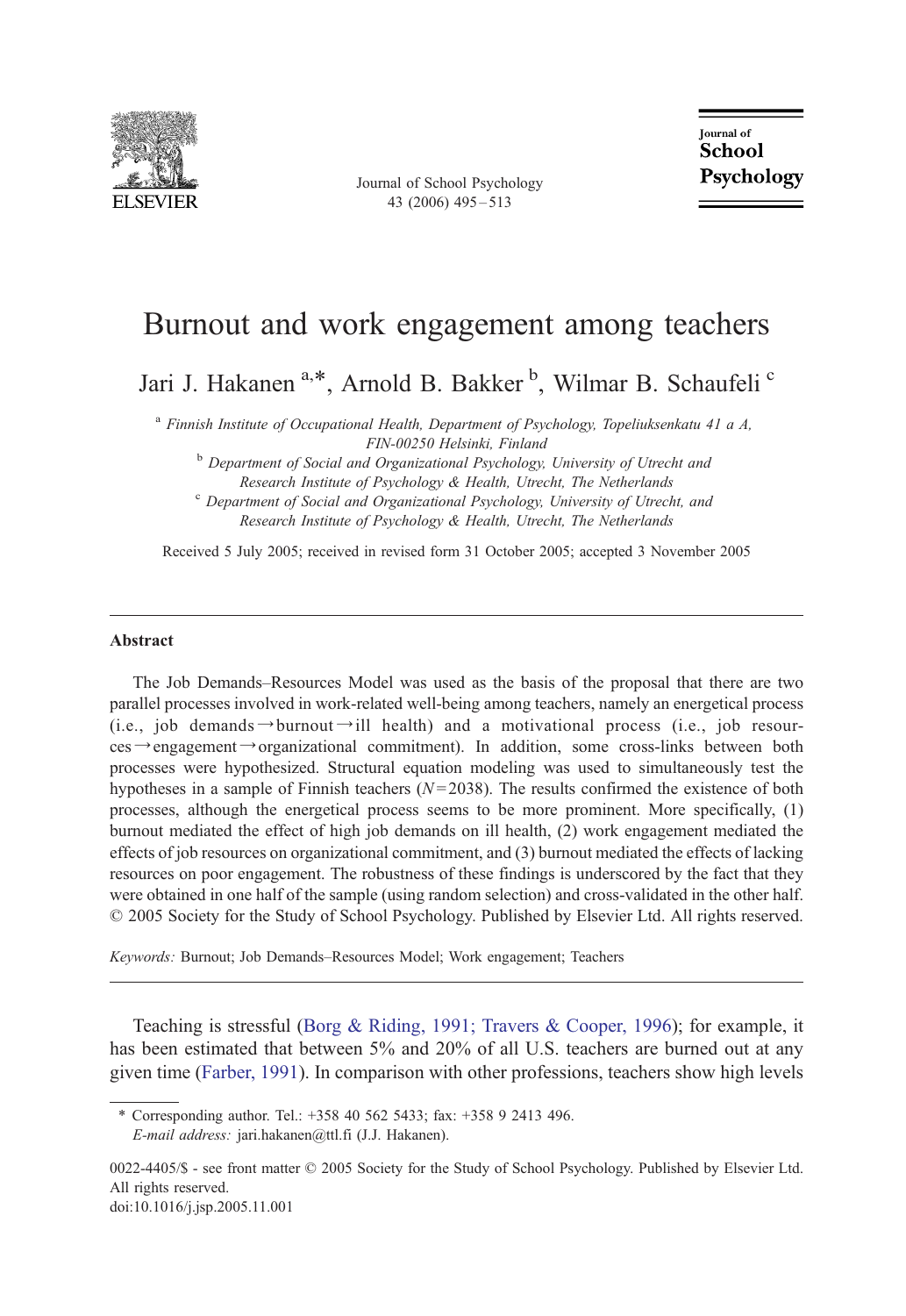# Burnout and work engagement among teachers

Jari J. Hakanen [a,*], Arnold B. Bakker [b], Wilmar B. Schaufeli [c]

[a] *Finnish Institute of Occupational Health, Department of Psychology, Topeliuksenkatu 41 a A, FIN-00250 Helsinki, Finland*

[b] *Department of Social and Organizational Psychology, University of Utrecht and Research Institute of Psychology & Health, Utrecht, The Netherlands*

[c] *Department of Social and Organizational Psychology, University of Utrecht, and Research Institute of Psychology & Health, Utrecht, The Netherlands*

Received 5 July 2005; received in revised form 31 October 2005; accepted 3 November 2005

## Abstract

The Job Demands–Resources Model was used as the basis of the proposal that there are two parallel processes involved in work-related well-being among teachers, namely an energetical process (i.e., job demands → burnout → ill health) and a motivational process (i.e., job resources → engagement → organizational commitment). In addition, some cross-links between both processes were hypothesized. Structural equation modeling was used to simultaneously test the hypotheses in a sample of Finnish teachers ($N = 2038$). The results confirmed the existence of both processes, although the energetical process seems to be more prominent. More specifically, (1) burnout mediated the effect of high job demands on ill health, (2) work engagement mediated the effects of job resources on organizational commitment, and (3) burnout mediated the effects of lacking resources on poor engagement. The robustness of these findings is underscored by the fact that they were obtained in one half of the sample (using random selection) and cross-validated in the other half.
© 2005 Society for the Study of School Psychology. Published by Elsevier Ltd. All rights reserved.

*Keywords:* Burnout; Job Demands–Resources Model; Work engagement; Teachers

Teaching is stressful (Borg & Riding, 1991; Travers & Cooper, 1996); for example, it has been estimated that between 5% and 20% of all U.S. teachers are burned out at any given time (Farber, 1991). In comparison with other professions, teachers show high levels

* Corresponding author. Tel.: +358 40 562 5433; fax: +358 9 2413 496.
*E-mail address:* jari.hakanen@ttl.fi (J.J. Hakanen).

0022-4405/$ - see front matter © 2005 Society for the Study of School Psychology. Published by Elsevier Ltd. All rights reserved.
doi:10.1016/j.jsp.2005.11.001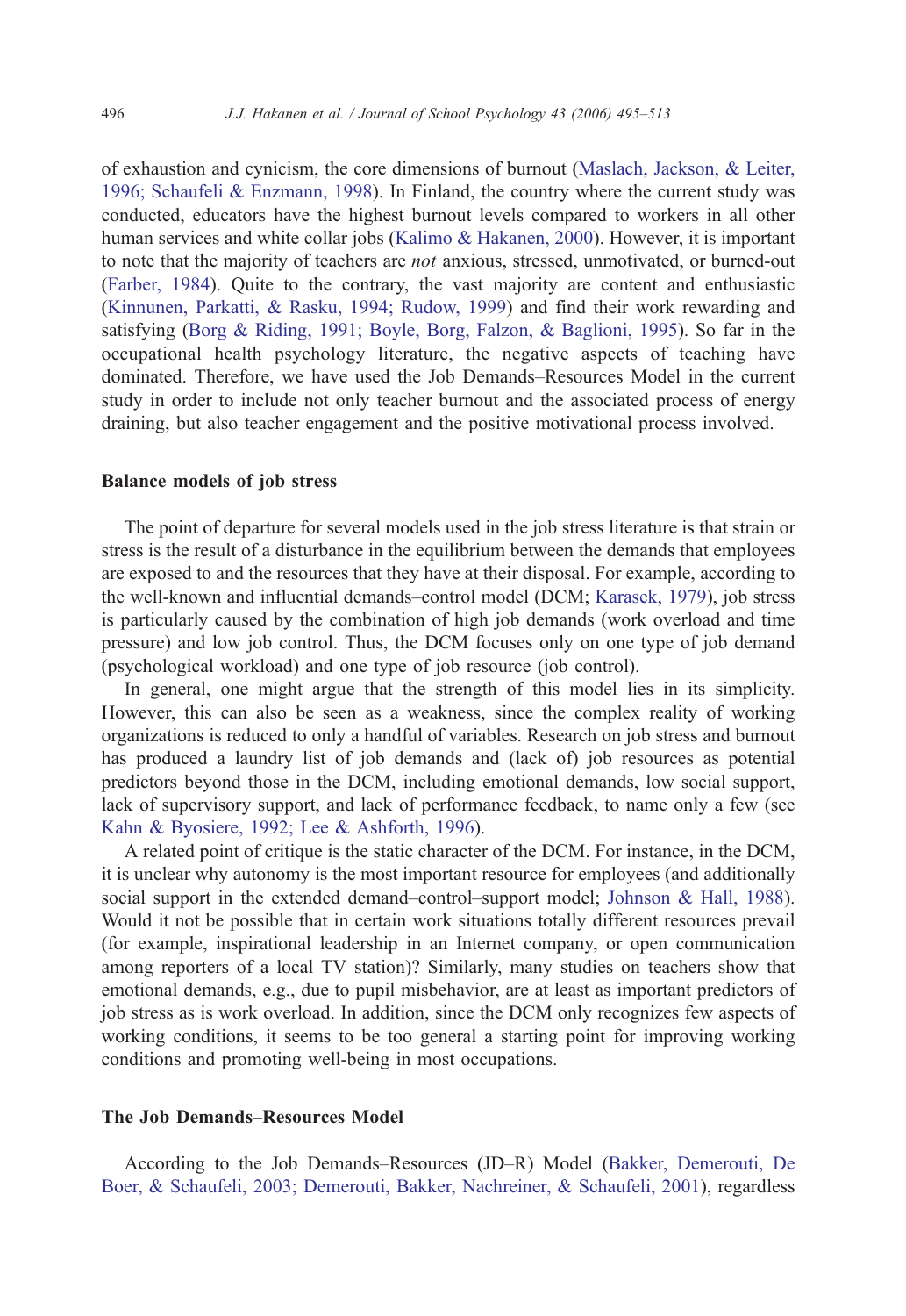of exhaustion and cynicism, the core dimensions of burnout (Maslach, Jackson, & Leiter, 1996; Schaufeli & Enzmann, 1998). In Finland, the country where the current study was conducted, educators have the highest burnout levels compared to workers in all other human services and white collar jobs (Kalimo & Hakanen, 2000). However, it is important to note that the majority of teachers are *not* anxious, stressed, unmotivated, or burned-out (Farber, 1984). Quite to the contrary, the vast majority are content and enthusiastic (Kinnunen, Parkatti, & Rasku, 1994; Rudow, 1999) and find their work rewarding and satisfying (Borg & Riding, 1991; Boyle, Borg, Falzon, & Baglioni, 1995). So far in the occupational health psychology literature, the negative aspects of teaching have dominated. Therefore, we have used the Job Demands–Resources Model in the current study in order to include not only teacher burnout and the associated process of energy draining, but also teacher engagement and the positive motivational process involved.

## Balance models of job stress

The point of departure for several models used in the job stress literature is that strain or stress is the result of a disturbance in the equilibrium between the demands that employees are exposed to and the resources that they have at their disposal. For example, according to the well-known and influential demands–control model (DCM; Karasek, 1979), job stress is particularly caused by the combination of high job demands (work overload and time pressure) and low job control. Thus, the DCM focuses only on one type of job demand (psychological workload) and one type of job resource (job control).

In general, one might argue that the strength of this model lies in its simplicity. However, this can also be seen as a weakness, since the complex reality of working organizations is reduced to only a handful of variables. Research on job stress and burnout has produced a laundry list of job demands and (lack of) job resources as potential predictors beyond those in the DCM, including emotional demands, low social support, lack of supervisory support, and lack of performance feedback, to name only a few (see Kahn & Byosiere, 1992; Lee & Ashforth, 1996).

A related point of critique is the static character of the DCM. For instance, in the DCM, it is unclear why autonomy is the most important resource for employees (and additionally social support in the extended demand–control–support model; Johnson & Hall, 1988). Would it not be possible that in certain work situations totally different resources prevail (for example, inspirational leadership in an Internet company, or open communication among reporters of a local TV station)? Similarly, many studies on teachers show that emotional demands, e.g., due to pupil misbehavior, are at least as important predictors of job stress as is work overload. In addition, since the DCM only recognizes few aspects of working conditions, it seems to be too general a starting point for improving working conditions and promoting well-being in most occupations.

## The Job Demands–Resources Model

According to the Job Demands–Resources (JD–R) Model (Bakker, Demerouti, De Boer, & Schaufeli, 2003; Demerouti, Bakker, Nachreiner, & Schaufeli, 2001), regardless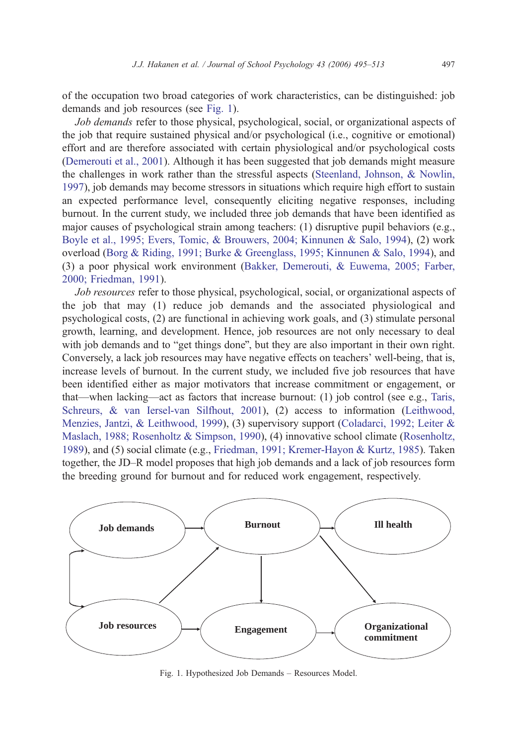of the occupation two broad categories of work characteristics, can be distinguished: job demands and job resources (see Fig. 1).

*Job demands* refer to those physical, psychological, social, or organizational aspects of the job that require sustained physical and/or psychological (i.e., cognitive or emotional) effort and are therefore associated with certain physiological and/or psychological costs (Demerouti et al., 2001). Although it has been suggested that job demands might measure the challenges in work rather than the stressful aspects (Steenland, Johnson, & Nowlin, 1997), job demands may become stressors in situations which require high effort to sustain an expected performance level, consequently eliciting negative responses, including burnout. In the current study, we included three job demands that have been identified as major causes of psychological strain among teachers: (1) disruptive pupil behaviors (e.g., Boyle et al., 1995; Evers, Tomic, & Brouwers, 2004; Kinnunen & Salo, 1994), (2) work overload (Borg & Riding, 1991; Burke & Greenglass, 1995; Kinnunen & Salo, 1994), and (3) a poor physical work environment (Bakker, Demerouti, & Euwema, 2005; Farber, 2000; Friedman, 1991).

*Job resources* refer to those physical, psychological, social, or organizational aspects of the job that may (1) reduce job demands and the associated physiological and psychological costs, (2) are functional in achieving work goals, and (3) stimulate personal growth, learning, and development. Hence, job resources are not only necessary to deal with job demands and to "get things done", but they are also important in their own right. Conversely, a lack job resources may have negative effects on teachers' well-being, that is, increase levels of burnout. In the current study, we included five job resources that have been identified either as major motivators that increase commitment or engagement, or that—when lacking—act as factors that increase burnout: (1) job control (see e.g., Taris, Schreurs, & van Iersel-van Silfhout, 2001), (2) access to information (Leithwood, Menzies, Jantzi, & Leithwood, 1999), (3) supervisory support (Coladarci, 1992; Leiter & Maslach, 1988; Rosenholtz & Simpson, 1990), (4) innovative school climate (Rosenholtz, 1989), and (5) social climate (e.g., Friedman, 1991; Kremer-Hayon & Kurtz, 1985). Taken together, the JD–R model proposes that high job demands and a lack of job resources form the breeding ground for burnout and for reduced work engagement, respectively.

Fig. 1. Hypothesized Job Demands – Resources Model.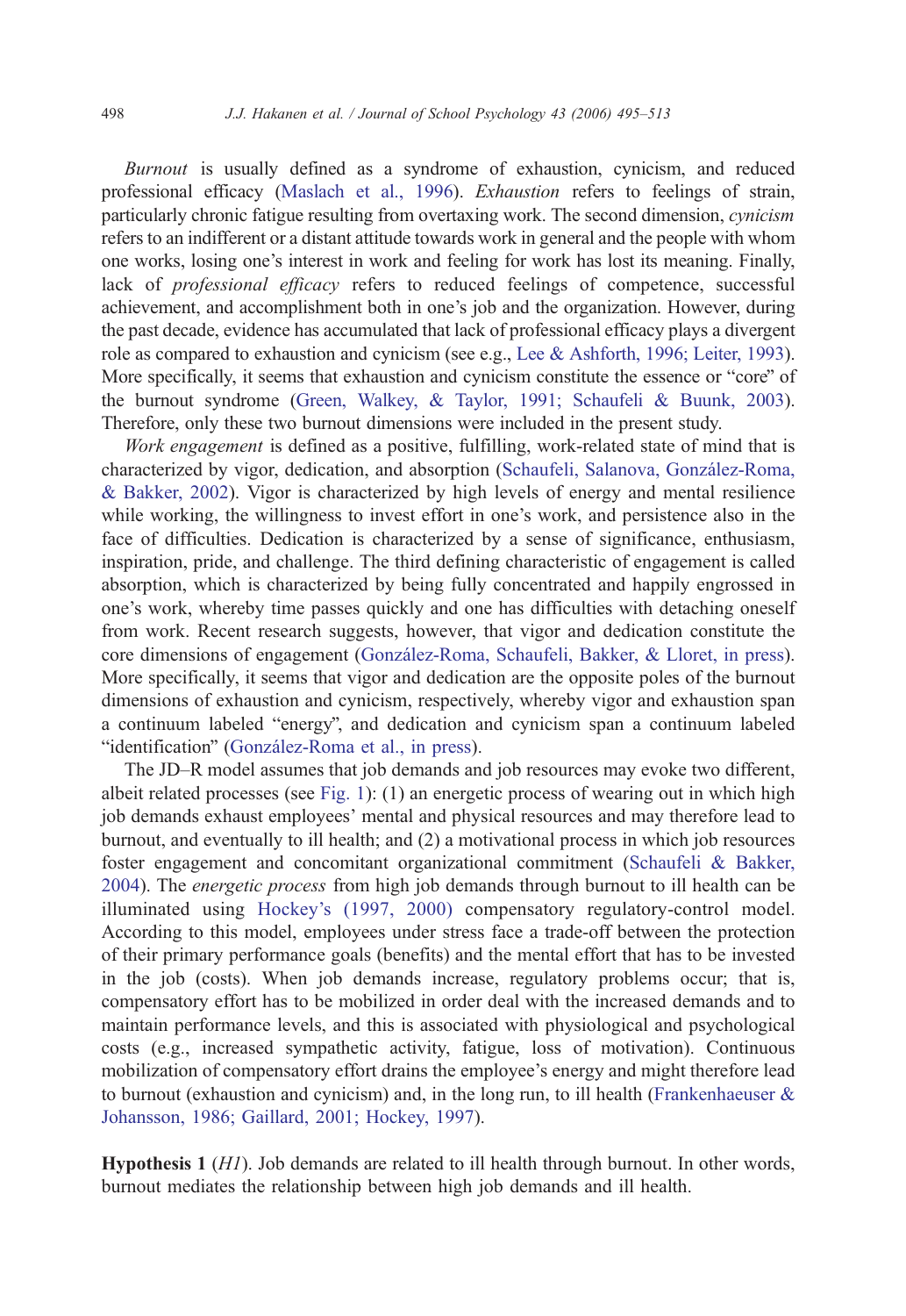*Burnout* is usually defined as a syndrome of exhaustion, cynicism, and reduced professional efficacy (Maslach et al., 1996). *Exhaustion* refers to feelings of strain, particularly chronic fatigue resulting from overtaxing work. The second dimension, *cynicism* refers to an indifferent or a distant attitude towards work in general and the people with whom one works, losing one's interest in work and feeling for work has lost its meaning. Finally, lack of *professional efficacy* refers to reduced feelings of competence, successful achievement, and accomplishment both in one's job and the organization. However, during the past decade, evidence has accumulated that lack of professional efficacy plays a divergent role as compared to exhaustion and cynicism (see e.g., Lee & Ashforth, 1996; Leiter, 1993). More specifically, it seems that exhaustion and cynicism constitute the essence or "core" of the burnout syndrome (Green, Walkey, & Taylor, 1991; Schaufeli & Buunk, 2003). Therefore, only these two burnout dimensions were included in the present study.

*Work engagement* is defined as a positive, fulfilling, work-related state of mind that is characterized by vigor, dedication, and absorption (Schaufeli, Salanova, González-Roma, & Bakker, 2002). Vigor is characterized by high levels of energy and mental resilience while working, the willingness to invest effort in one's work, and persistence also in the face of difficulties. Dedication is characterized by a sense of significance, enthusiasm, inspiration, pride, and challenge. The third defining characteristic of engagement is called absorption, which is characterized by being fully concentrated and happily engrossed in one's work, whereby time passes quickly and one has difficulties with detaching oneself from work. Recent research suggests, however, that vigor and dedication constitute the core dimensions of engagement (González-Roma, Schaufeli, Bakker, & Lloret, in press). More specifically, it seems that vigor and dedication are the opposite poles of the burnout dimensions of exhaustion and cynicism, respectively, whereby vigor and exhaustion span a continuum labeled "energy", and dedication and cynicism span a continuum labeled "identification" (González-Roma et al., in press).

The JD–R model assumes that job demands and job resources may evoke two different, albeit related processes (see Fig. 1): (1) an energetic process of wearing out in which high job demands exhaust employees' mental and physical resources and may therefore lead to burnout, and eventually to ill health; and (2) a motivational process in which job resources foster engagement and concomitant organizational commitment (Schaufeli & Bakker, 2004). The *energetic process* from high job demands through burnout to ill health can be illuminated using Hockey's (1997, 2000) compensatory regulatory-control model. According to this model, employees under stress face a trade-off between the protection of their primary performance goals (benefits) and the mental effort that has to be invested in the job (costs). When job demands increase, regulatory problems occur; that is, compensatory effort has to be mobilized in order deal with the increased demands and to maintain performance levels, and this is associated with physiological and psychological costs (e.g., increased sympathetic activity, fatigue, loss of motivation). Continuous mobilization of compensatory effort drains the employee's energy and might therefore lead to burnout (exhaustion and cynicism) and, in the long run, to ill health (Frankenhaeuser & Johansson, 1986; Gaillard, 2001; Hockey, 1997).

**Hypothesis 1** (*H1*). Job demands are related to ill health through burnout. In other words, burnout mediates the relationship between high job demands and ill health.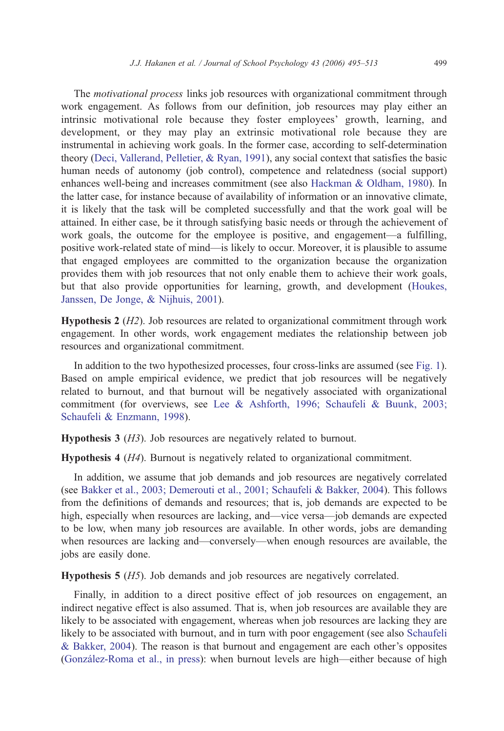The *motivational process* links job resources with organizational commitment through work engagement. As follows from our definition, job resources may play either an intrinsic motivational role because they foster employees' growth, learning, and development, or they may play an extrinsic motivational role because they are instrumental in achieving work goals. In the former case, according to self-determination theory (Deci, Vallerand, Pelletier, & Ryan, 1991), any social context that satisfies the basic human needs of autonomy (job control), competence and relatedness (social support) enhances well-being and increases commitment (see also Hackman & Oldham, 1980). In the latter case, for instance because of availability of information or an innovative climate, it is likely that the task will be completed successfully and that the work goal will be attained. In either case, be it through satisfying basic needs or through the achievement of work goals, the outcome for the employee is positive, and engagement—a fulfilling, positive work-related state of mind—is likely to occur. Moreover, it is plausible to assume that engaged employees are committed to the organization because the organization provides them with job resources that not only enable them to achieve their work goals, but that also provide opportunities for learning, growth, and development (Houkes, Janssen, De Jonge, & Nijhuis, 2001).

**Hypothesis 2** (*H2*). Job resources are related to organizational commitment through work engagement. In other words, work engagement mediates the relationship between job resources and organizational commitment.

In addition to the two hypothesized processes, four cross-links are assumed (see Fig. 1). Based on ample empirical evidence, we predict that job resources will be negatively related to burnout, and that burnout will be negatively associated with organizational commitment (for overviews, see Lee & Ashforth, 1996; Schaufeli & Buunk, 2003; Schaufeli & Enzmann, 1998).

**Hypothesis 3** (*H3*). Job resources are negatively related to burnout.

**Hypothesis 4** (*H4*). Burnout is negatively related to organizational commitment.

In addition, we assume that job demands and job resources are negatively correlated (see Bakker et al., 2003; Demerouti et al., 2001; Schaufeli & Bakker, 2004). This follows from the definitions of demands and resources; that is, job demands are expected to be high, especially when resources are lacking, and—vice versa—job demands are expected to be low, when many job resources are available. In other words, jobs are demanding when resources are lacking and—conversely—when enough resources are available, the jobs are easily done.

**Hypothesis 5** (*H5*). Job demands and job resources are negatively correlated.

Finally, in addition to a direct positive effect of job resources on engagement, an indirect negative effect is also assumed. That is, when job resources are available they are likely to be associated with engagement, whereas when job resources are lacking they are likely to be associated with burnout, and in turn with poor engagement (see also Schaufeli & Bakker, 2004). The reason is that burnout and engagement are each other's opposites (González-Roma et al., in press): when burnout levels are high—either because of high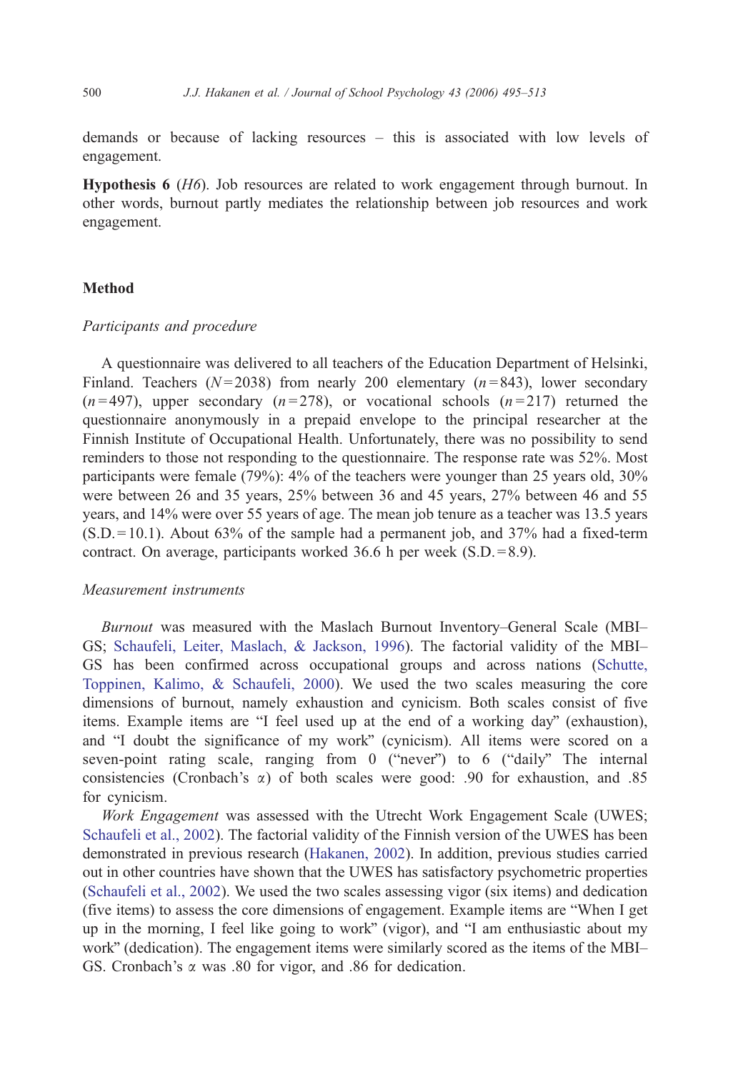demands or because of lacking resources – this is associated with low levels of engagement.

**Hypothesis 6** (*H6*). Job resources are related to work engagement through burnout. In other words, burnout partly mediates the relationship between job resources and work engagement.

## Method

### *Participants and procedure*

A questionnaire was delivered to all teachers of the Education Department of Helsinki, Finland. Teachers ($N = 2038$) from nearly 200 elementary ($n = 843$), lower secondary ($n = 497$), upper secondary ($n = 278$), or vocational schools ($n = 217$) returned the questionnaire anonymously in a prepaid envelope to the principal researcher at the Finnish Institute of Occupational Health. Unfortunately, there was no possibility to send reminders to those not responding to the questionnaire. The response rate was 52%. Most participants were female (79%): 4% of the teachers were younger than 25 years old, 30% were between 26 and 35 years, 25% between 36 and 45 years, 27% between 46 and 55 years, and 14% were over 55 years of age. The mean job tenure as a teacher was 13.5 years (S.D. = 10.1). About 63% of the sample had a permanent job, and 37% had a fixed-term contract. On average, participants worked 36.6 h per week (S.D. = 8.9).

### *Measurement instruments*

*Burnout* was measured with the Maslach Burnout Inventory–General Scale (MBI–GS; Schaufeli, Leiter, Maslach, & Jackson, 1996). The factorial validity of the MBI–GS has been confirmed across occupational groups and across nations (Schutte, Toppinen, Kalimo, & Schaufeli, 2000). We used the two scales measuring the core dimensions of burnout, namely exhaustion and cynicism. Both scales consist of five items. Example items are "I feel used up at the end of a working day" (exhaustion), and "I doubt the significance of my work" (cynicism). All items were scored on a seven-point rating scale, ranging from 0 ("never") to 6 ("daily" The internal consistencies (Cronbach's α) of both scales were good: .90 for exhaustion, and .85 for cynicism.

*Work Engagement* was assessed with the Utrecht Work Engagement Scale (UWES; Schaufeli et al., 2002). The factorial validity of the Finnish version of the UWES has been demonstrated in previous research (Hakanen, 2002). In addition, previous studies carried out in other countries have shown that the UWES has satisfactory psychometric properties (Schaufeli et al., 2002). We used the two scales assessing vigor (six items) and dedication (five items) to assess the core dimensions of engagement. Example items are "When I get up in the morning, I feel like going to work" (vigor), and "I am enthusiastic about my work" (dedication). The engagement items were similarly scored as the items of the MBI–GS. Cronbach's α was .80 for vigor, and .86 for dedication.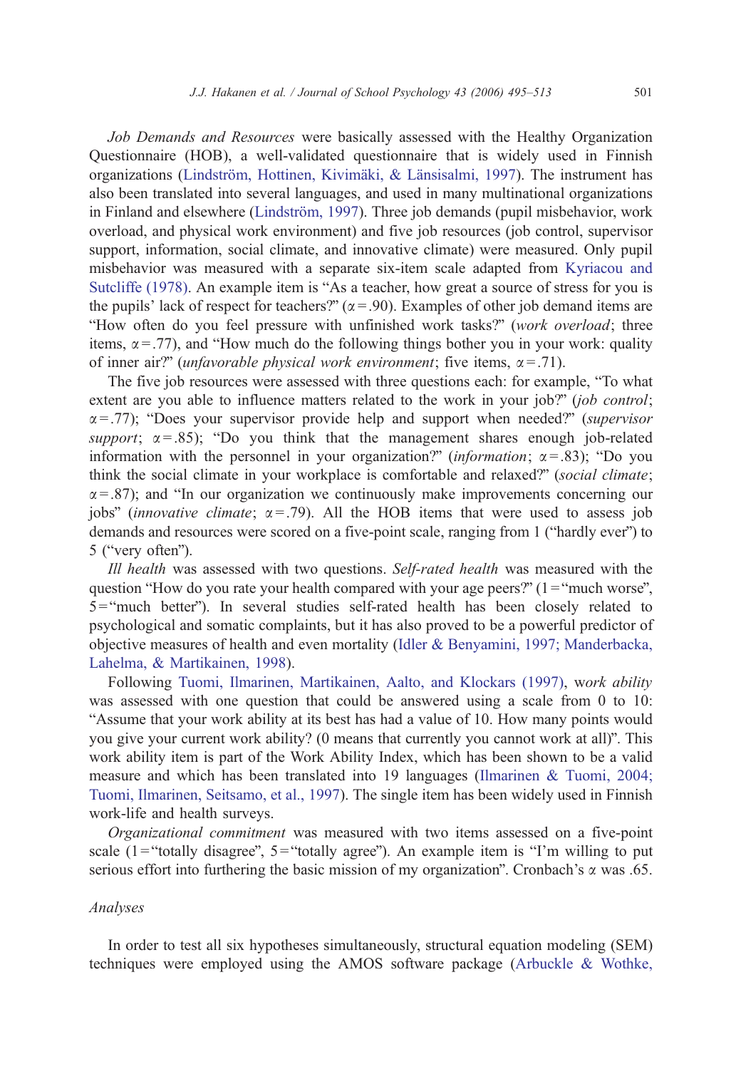*Job Demands and Resources* were basically assessed with the Healthy Organization Questionnaire (HOB), a well-validated questionnaire that is widely used in Finnish organizations (Lindström, Hottinen, Kivimäki, & Länsisalmi, 1997). The instrument has also been translated into several languages, and used in many multinational organizations in Finland and elsewhere (Lindström, 1997). Three job demands (pupil misbehavior, work overload, and physical work environment) and five job resources (job control, supervisor support, information, social climate, and innovative climate) were measured. Only pupil misbehavior was measured with a separate six-item scale adapted from Kyriacou and Sutcliffe (1978). An example item is "As a teacher, how great a source of stress for you is the pupils' lack of respect for teachers?" ($\alpha = .90$). Examples of other job demand items are "How often do you feel pressure with unfinished work tasks?" (*work overload*; three items, $\alpha = .77$), and "How much do the following things bother you in your work: quality of inner air?" (*unfavorable physical work environment*; five items, $\alpha = .71$).

The five job resources were assessed with three questions each: for example, "To what extent are you able to influence matters related to the work in your job?" (*job control*; $\alpha = .77$); "Does your supervisor provide help and support when needed?" (*supervisor support*; $\alpha = .85$); "Do you think that the management shares enough job-related information with the personnel in your organization?" (*information*; $\alpha = .83$); "Do you think the social climate in your workplace is comfortable and relaxed?" (*social climate*; $\alpha = .87$); and "In our organization we continuously make improvements concerning our jobs" (*innovative climate*; $\alpha = .79$). All the HOB items that were used to assess job demands and resources were scored on a five-point scale, ranging from 1 ("hardly ever") to 5 ("very often").

*Ill health* was assessed with two questions. *Self-rated health* was measured with the question "How do you rate your health compared with your age peers?" (1 = "much worse", 5 = "much better"). In several studies self-rated health has been closely related to psychological and somatic complaints, but it has also proved to be a powerful predictor of objective measures of health and even mortality (Idler & Benyamini, 1997; Manderbacka, Lahelma, & Martikainen, 1998).

Following Tuomi, Ilmarinen, Martikainen, Aalto, and Klockars (1997), w*ork ability* was assessed with one question that could be answered using a scale from 0 to 10: "Assume that your work ability at its best has had a value of 10. How many points would you give your current work ability? (0 means that currently you cannot work at all)". This work ability item is part of the Work Ability Index, which has been shown to be a valid measure and which has been translated into 19 languages (Ilmarinen & Tuomi, 2004; Tuomi, Ilmarinen, Seitsamo, et al., 1997). The single item has been widely used in Finnish work-life and health surveys.

*Organizational commitment* was measured with two items assessed on a five-point scale (1 = "totally disagree", 5 = "totally agree"). An example item is "I'm willing to put serious effort into furthering the basic mission of my organization". Cronbach's $\alpha$ was .65.

### Analyses

In order to test all six hypotheses simultaneously, structural equation modeling (SEM) techniques were employed using the AMOS software package (Arbuckle & Wothke,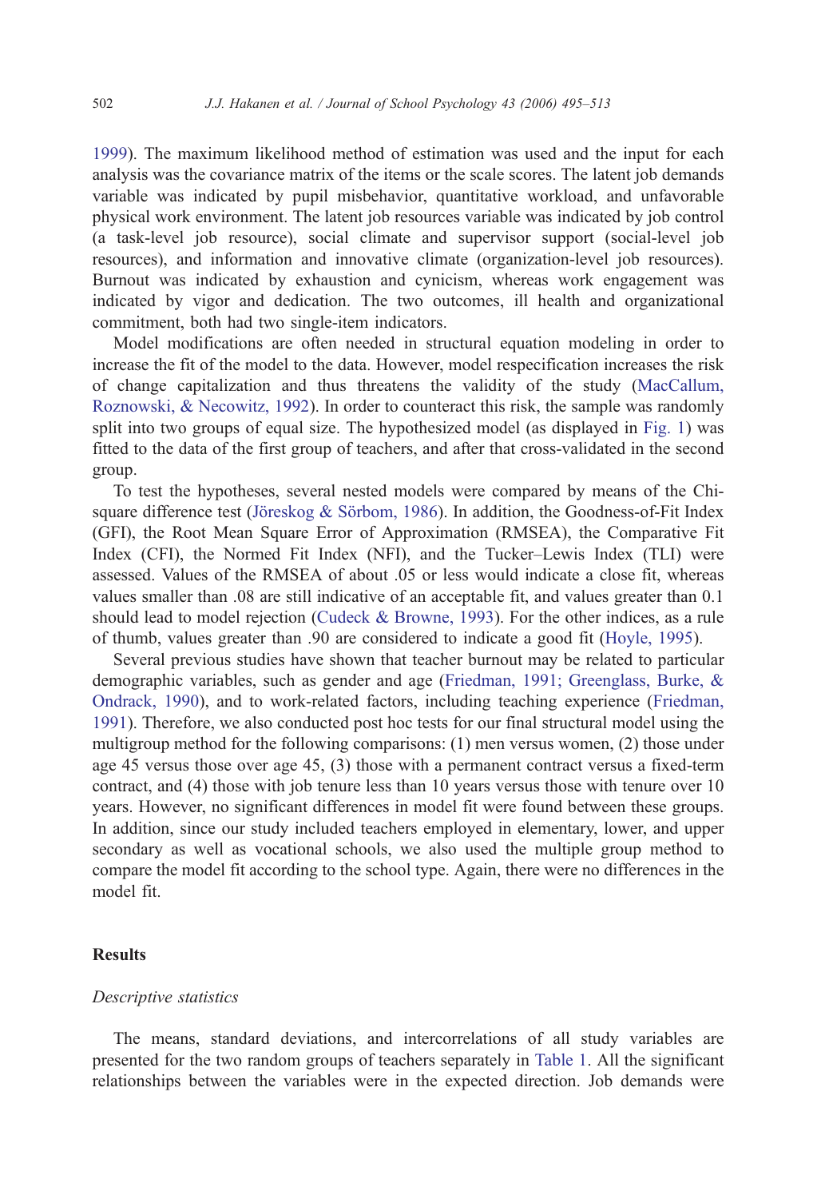1999). The maximum likelihood method of estimation was used and the input for each analysis was the covariance matrix of the items or the scale scores. The latent job demands variable was indicated by pupil misbehavior, quantitative workload, and unfavorable physical work environment. The latent job resources variable was indicated by job control (a task-level job resource), social climate and supervisor support (social-level job resources), and information and innovative climate (organization-level job resources). Burnout was indicated by exhaustion and cynicism, whereas work engagement was indicated by vigor and dedication. The two outcomes, ill health and organizational commitment, both had two single-item indicators.

Model modifications are often needed in structural equation modeling in order to increase the fit of the model to the data. However, model respecification increases the risk of change capitalization and thus threatens the validity of the study (MacCallum, Roznowski, & Necowitz, 1992). In order to counteract this risk, the sample was randomly split into two groups of equal size. The hypothesized model (as displayed in Fig. 1) was fitted to the data of the first group of teachers, and after that cross-validated in the second group.

To test the hypotheses, several nested models were compared by means of the Chi-square difference test (Jöreskog & Sörbom, 1986). In addition, the Goodness-of-Fit Index (GFI), the Root Mean Square Error of Approximation (RMSEA), the Comparative Fit Index (CFI), the Normed Fit Index (NFI), and the Tucker–Lewis Index (TLI) were assessed. Values of the RMSEA of about .05 or less would indicate a close fit, whereas values smaller than .08 are still indicative of an acceptable fit, and values greater than 0.1 should lead to model rejection (Cudeck & Browne, 1993). For the other indices, as a rule of thumb, values greater than .90 are considered to indicate a good fit (Hoyle, 1995).

Several previous studies have shown that teacher burnout may be related to particular demographic variables, such as gender and age (Friedman, 1991; Greenglass, Burke, & Ondrack, 1990), and to work-related factors, including teaching experience (Friedman, 1991). Therefore, we also conducted post hoc tests for our final structural model using the multigroup method for the following comparisons: (1) men versus women, (2) those under age 45 versus those over age 45, (3) those with a permanent contract versus a fixed-term contract, and (4) those with job tenure less than 10 years versus those with tenure over 10 years. However, no significant differences in model fit were found between these groups. In addition, since our study included teachers employed in elementary, lower, and upper secondary as well as vocational schools, we also used the multiple group method to compare the model fit according to the school type. Again, there were no differences in the model fit.

## Results

### *Descriptive statistics*

The means, standard deviations, and intercorrelations of all study variables are presented for the two random groups of teachers separately in Table 1. All the significant relationships between the variables were in the expected direction. Job demands were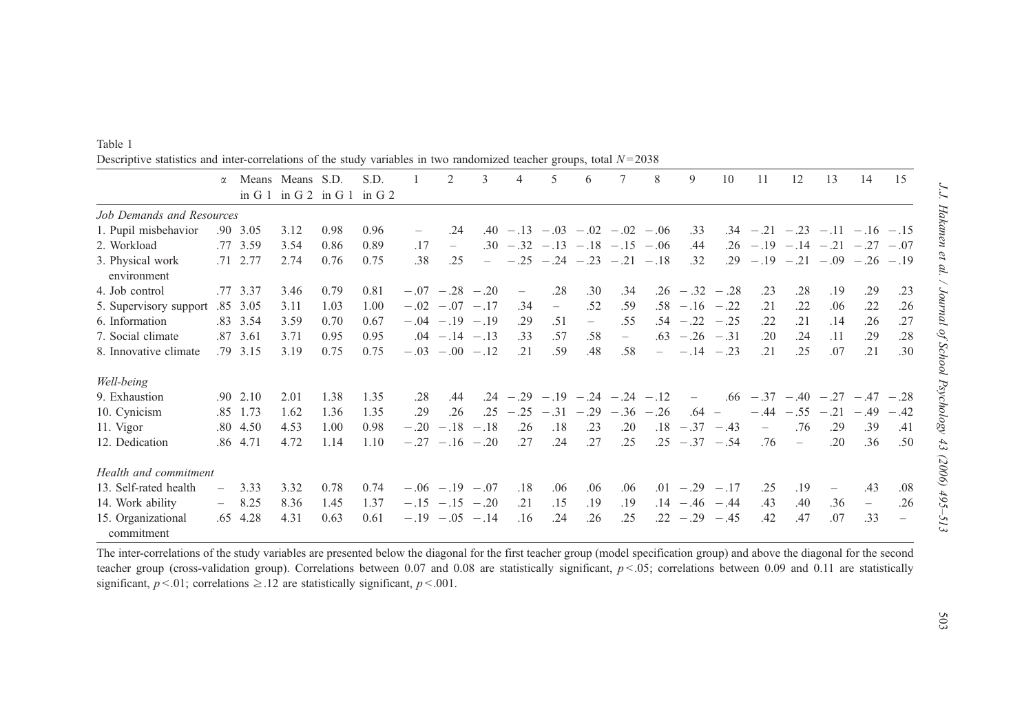Table 1

Descriptive statistics and inter-correlations of the study variables in two randomized teacher groups, total $N = 2038$

| | α | Means in G 1 | Means in G 2 | S.D. in G 1 | S.D. in G 2 | 1 | 2 | 3 | 4 | 5 | 6 | 7 | 8 | 9 | 10 | 11 | 12 | 13 | 14 | 15 |
|---|---|---|---|---|---|---|---|---|---|---|---|---|---|---|---|---|---|---|---|---|
| *Job Demands and Resources* | | | | | | | | | | | | | | | | | | | | |
| 1. Pupil misbehavior | .90 | 3.05 | 3.12 | 0.98 | 0.96 | – | .24 | .40 | −.13 | −.03 | −.02 | −.02 | −.06 | .33 | .34 | −.21 | −.23 | −.11 | −.16 | −.15 |
| 2. Workload | .77 | 3.59 | 3.54 | 0.86 | 0.89 | .17 | – | .30 | −.32 | −.13 | −.18 | −.15 | −.06 | .44 | .26 | −.19 | −.14 | −.21 | −.27 | −.07 |
| 3. Physical work environment | .71 | 2.77 | 2.74 | 0.76 | 0.75 | .38 | .25 | – | −.25 | −.24 | −.23 | −.21 | −.18 | .32 | .29 | −.19 | −.21 | −.09 | −.26 | −.19 |
| 4. Job control | .77 | 3.37 | 3.46 | 0.79 | 0.81 | −.07 | −.28 | −.20 | – | .28 | .30 | .34 | .26 | −.32 | −.28 | .23 | .28 | .19 | .29 | .23 |
| 5. Supervisory support | .85 | 3.05 | 3.11 | 1.03 | 1.00 | −.02 | −.07 | −.17 | .34 | – | .52 | .59 | .58 | −.16 | −.22 | .21 | .22 | .06 | .22 | .26 |
| 6. Information | .83 | 3.54 | 3.59 | 0.70 | 0.67 | −.04 | −.19 | −.19 | .29 | .51 | – | .55 | .54 | −.22 | −.25 | .22 | .21 | .14 | .26 | .27 |
| 7. Social climate | .87 | 3.61 | 3.71 | 0.95 | 0.95 | .04 | −.14 | −.13 | .33 | .57 | .58 | – | .63 | −.26 | −.31 | .20 | .24 | .11 | .29 | .28 |
| 8. Innovative climate | .79 | 3.15 | 3.19 | 0.75 | 0.75 | −.03 | −.00 | −.12 | .21 | .59 | .48 | .58 | – | −.14 | −.23 | .21 | .25 | .07 | .21 | .30 |
| *Well-being* | | | | | | | | | | | | | | | | | | | | |
| 9. Exhaustion | .90 | 2.10 | 2.01 | 1.38 | 1.35 | .28 | .44 | .24 | −.29 | −.19 | −.24 | −.24 | −.12 | – | .66 | −.37 | −.40 | −.27 | −.47 | −.28 |
| 10. Cynicism | .85 | 1.73 | 1.62 | 1.36 | 1.35 | .29 | .26 | .25 | −.25 | −.31 | −.29 | −.36 | −.26 | .64 | – | −.44 | −.55 | −.21 | −.49 | −.42 |
| 11. Vigor | .80 | 4.50 | 4.53 | 1.00 | 0.98 | −.20 | −.18 | −.18 | .26 | .18 | .23 | .20 | .18 | −.37 | −.43 | – | .76 | .29 | .39 | .41 |
| 12. Dedication | .86 | 4.71 | 4.72 | 1.14 | 1.10 | −.27 | −.16 | −.20 | .27 | .24 | .27 | .25 | .25 | −.37 | −.54 | .76 | – | .20 | .36 | .50 |
| *Health and commitment* | | | | | | | | | | | | | | | | | | | | |
| 13. Self-rated health | – | 3.33 | 3.32 | 0.78 | 0.74 | −.06 | −.19 | −.07 | .18 | .06 | .06 | .06 | .01 | −.29 | −.17 | .25 | .19 | – | .43 | .08 |
| 14. Work ability | – | 8.25 | 8.36 | 1.45 | 1.37 | −.15 | −.15 | −.20 | .21 | .15 | .19 | .19 | .14 | −.46 | −.44 | .43 | .40 | .36 | – | .26 |
| 15. Organizational commitment | .65 | 4.28 | 4.31 | 0.63 | 0.61 | −.19 | −.05 | −.14 | .16 | .24 | .26 | .25 | .22 | −.29 | −.45 | .42 | .47 | .07 | .33 | – |

The inter-correlations of the study variables are presented below the diagonal for the first teacher group (model specification group) and above the diagonal for the second teacher group (cross-validation group). Correlations between 0.07 and 0.08 are statistically significant, $p < .05$; correlations between 0.09 and 0.11 are statistically significant, $p < .01$; correlations $\geq .12$ are statistically significant, $p < .001$.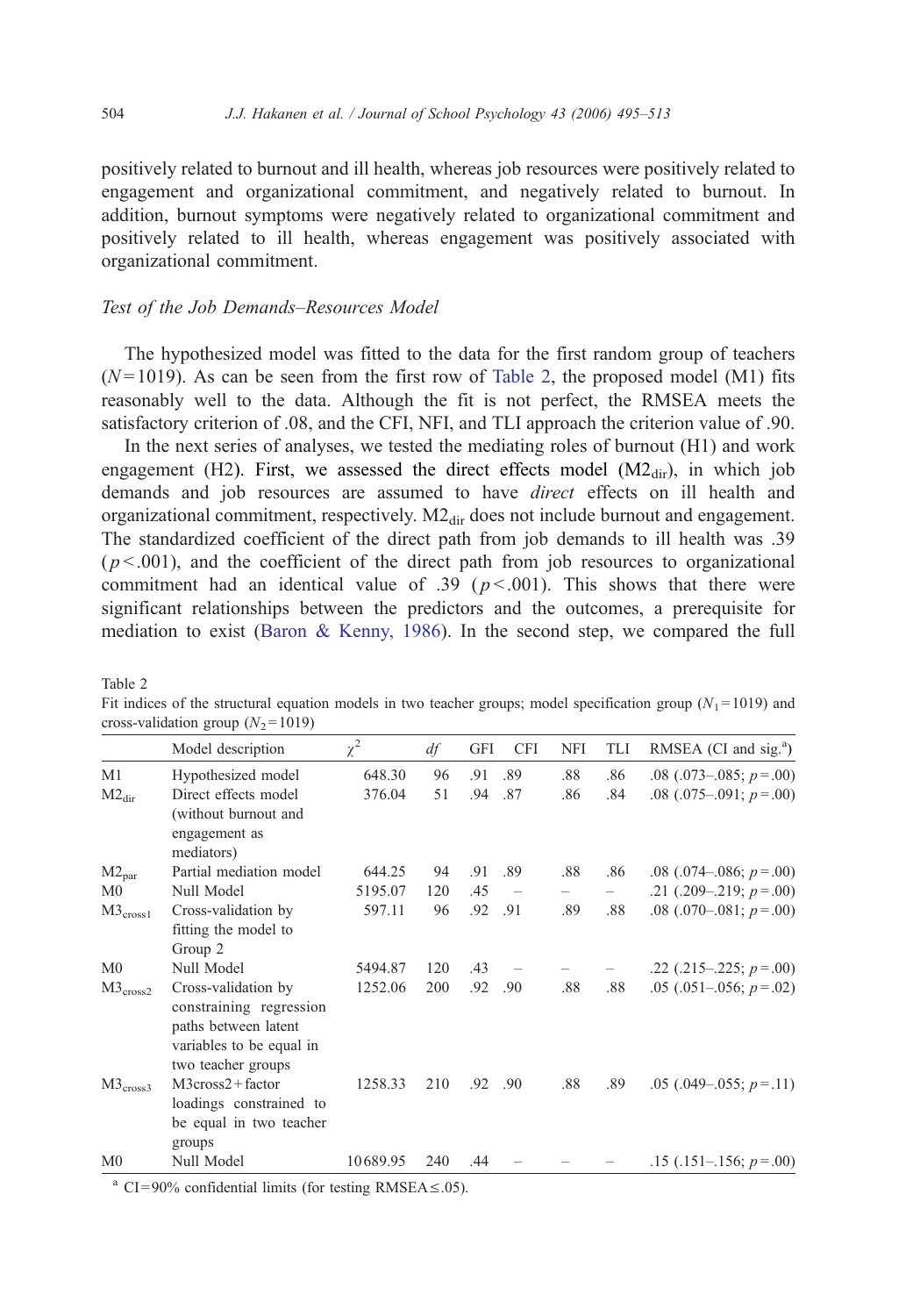positively related to burnout and ill health, whereas job resources were positively related to engagement and organizational commitment, and negatively related to burnout. In addition, burnout symptoms were negatively related to organizational commitment and positively related to ill health, whereas engagement was positively associated with organizational commitment.

### *Test of the Job Demands–Resources Model*

The hypothesized model was fitted to the data for the first random group of teachers ($N$=1019). As can be seen from the first row of Table 2, the proposed model (M1) fits reasonably well to the data. Although the fit is not perfect, the RMSEA meets the satisfactory criterion of .08, and the CFI, NFI, and TLI approach the criterion value of .90.

In the next series of analyses, we tested the mediating roles of burnout (H1) and work engagement (H2). First, we assessed the direct effects model ($M2_{dir}$), in which job demands and job resources are assumed to have *direct* effects on ill health and organizational commitment, respectively. $M2_{dir}$ does not include burnout and engagement. The standardized coefficient of the direct path from job demands to ill health was .39 ($p<.001$), and the coefficient of the direct path from job resources to organizational commitment had an identical value of .39 ($p<.001$). This shows that there were significant relationships between the predictors and the outcomes, a prerequisite for mediation to exist (Baron & Kenny, 1986). In the second step, we compared the full

Table 2

Fit indices of the structural equation models in two teacher groups; model specification group ($N_1$=1019) and cross-validation group ($N_2$=1019)

| | Model description | $\chi^2$ | $df$ | GFI | CFI | NFI | TLI | RMSEA (CI and sig.[a]) |
|---|---|---|---|---|---|---|---|---|
| M1 | Hypothesized model | 648.30 | 96 | .91 | .89 | .88 | .86 | .08 (.073–.085; $p$=.00) |
| $M2_{dir}$ | Direct effects model (without burnout and engagement as mediators) | 376.04 | 51 | .94 | .87 | .86 | .84 | .08 (.075–.091; $p$=.00) |
| $M2_{par}$ | Partial mediation model | 644.25 | 94 | .91 | .89 | .88 | .86 | .08 (.074–.086; $p$=.00) |
| M0 | Null Model | 5195.07 | 120 | .45 | – | – | – | .21 (.209–.219; $p$=.00) |
| $M3_{cross1}$ | Cross-validation by fitting the model to Group 2 | 597.11 | 96 | .92 | .91 | .89 | .88 | .08 (.070–.081; $p$=.00) |
| M0 | Null Model | 5494.87 | 120 | .43 | – | – | – | .22 (.215–.225; $p$=.00) |
| $M3_{cross2}$ | Cross-validation by constraining regression paths between latent variables to be equal in two teacher groups | 1252.06 | 200 | .92 | .90 | .88 | .88 | .05 (.051–.056; $p$=.02) |
| $M3_{cross3}$ | M3cross2 + factor loadings constrained to be equal in two teacher groups | 1258.33 | 210 | .92 | .90 | .88 | .89 | .05 (.049–.055; $p$=.11) |
| M0 | Null Model | 10689.95 | 240 | .44 | – | – | – | .15 (.151–.156; $p$=.00) |

[a] CI=90% confidential limits (for testing RMSEA$\leq$.05).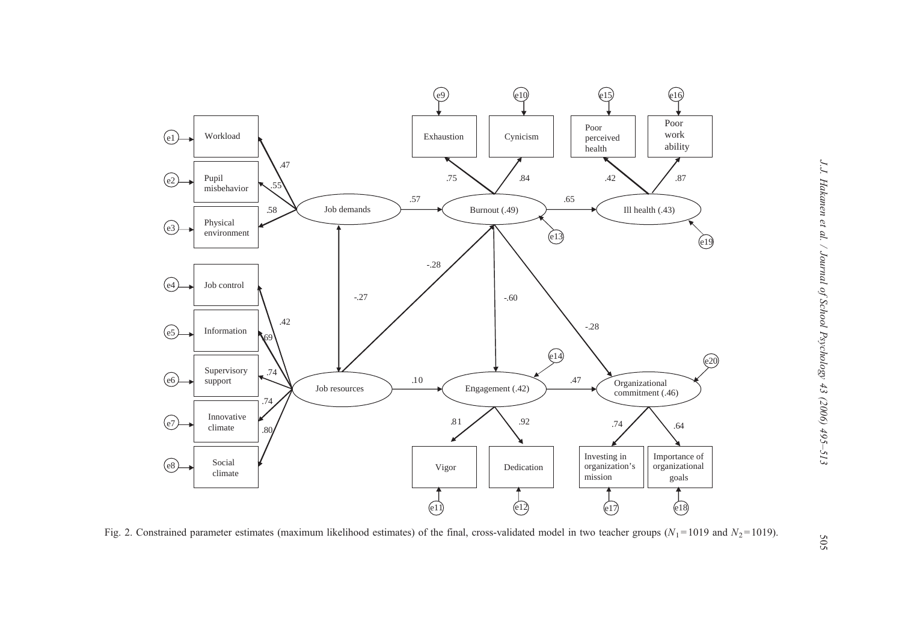Fig. 2. Constrained parameter estimates (maximum likelihood estimates) of the final, cross-validated model in two teacher groups ($N_1 = 1019$ and $N_2 = 1019$).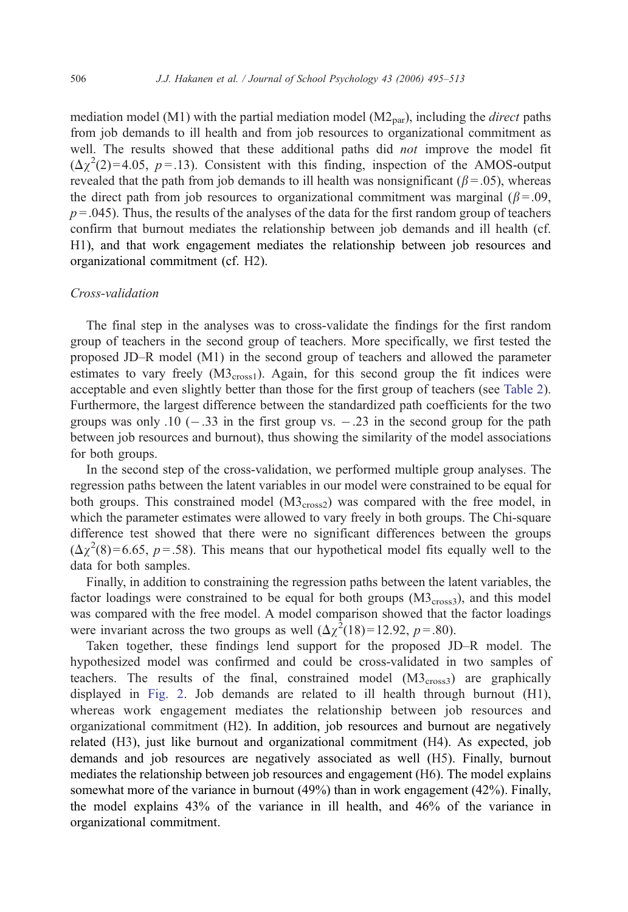mediation model (M1) with the partial mediation model ($M2_{par}$), including the *direct* paths from job demands to ill health and from job resources to organizational commitment as well. The results showed that these additional paths did *not* improve the model fit ($\Delta\chi^2(2)=4.05$, $p=.13$). Consistent with this finding, inspection of the AMOS-output revealed that the path from job demands to ill health was nonsignificant ($\beta=.05$), whereas the direct path from job resources to organizational commitment was marginal ($\beta=.09$, $p=.045$). Thus, the results of the analyses of the data for the first random group of teachers confirm that burnout mediates the relationship between job demands and ill health (cf. H1), and that work engagement mediates the relationship between job resources and organizational commitment (cf. H2).

### *Cross-validation*

The final step in the analyses was to cross-validate the findings for the first random group of teachers in the second group of teachers. More specifically, we first tested the proposed JD–R model (M1) in the second group of teachers and allowed the parameter estimates to vary freely ($M3_{cross1}$). Again, for this second group the fit indices were acceptable and even slightly better than those for the first group of teachers (see Table 2). Furthermore, the largest difference between the standardized path coefficients for the two groups was only .10 ($-.33$ in the first group vs. $-.23$ in the second group for the path between job resources and burnout), thus showing the similarity of the model associations for both groups.

In the second step of the cross-validation, we performed multiple group analyses. The regression paths between the latent variables in our model were constrained to be equal for both groups. This constrained model ($M3_{cross2}$) was compared with the free model, in which the parameter estimates were allowed to vary freely in both groups. The Chi-square difference test showed that there were no significant differences between the groups ($\Delta\chi^2(8)=6.65$, $p=.58$). This means that our hypothetical model fits equally well to the data for both samples.

Finally, in addition to constraining the regression paths between the latent variables, the factor loadings were constrained to be equal for both groups ($M3_{cross3}$), and this model was compared with the free model. A model comparison showed that the factor loadings were invariant across the two groups as well ($\Delta\chi^2(18)=12.92$, $p=.80$).

Taken together, these findings lend support for the proposed JD–R model. The hypothesized model was confirmed and could be cross-validated in two samples of teachers. The results of the final, constrained model ($M3_{cross3}$) are graphically displayed in Fig. 2. Job demands are related to ill health through burnout (H1), whereas work engagement mediates the relationship between job resources and organizational commitment (H2). In addition, job resources and burnout are negatively related (H3), just like burnout and organizational commitment (H4). As expected, job demands and job resources are negatively associated as well (H5). Finally, burnout mediates the relationship between job resources and engagement (H6). The model explains somewhat more of the variance in burnout (49%) than in work engagement (42%). Finally, the model explains 43% of the variance in ill health, and 46% of the variance in organizational commitment.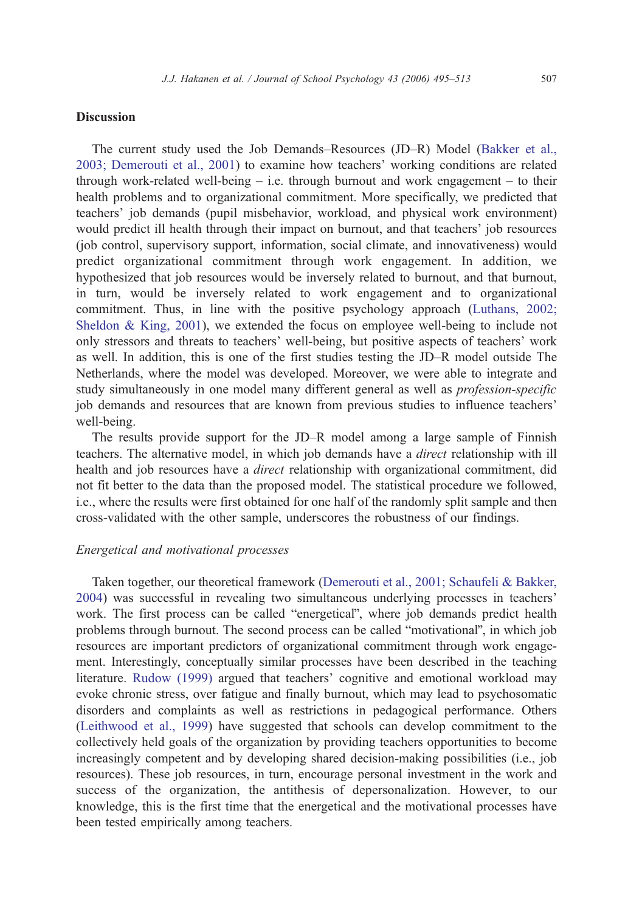## Discussion

The current study used the Job Demands–Resources (JD–R) Model (Bakker et al., 2003; Demerouti et al., 2001) to examine how teachers' working conditions are related through work-related well-being – i.e. through burnout and work engagement – to their health problems and to organizational commitment. More specifically, we predicted that teachers' job demands (pupil misbehavior, workload, and physical work environment) would predict ill health through their impact on burnout, and that teachers' job resources (job control, supervisory support, information, social climate, and innovativeness) would predict organizational commitment through work engagement. In addition, we hypothesized that job resources would be inversely related to burnout, and that burnout, in turn, would be inversely related to work engagement and to organizational commitment. Thus, in line with the positive psychology approach (Luthans, 2002; Sheldon & King, 2001), we extended the focus on employee well-being to include not only stressors and threats to teachers' well-being, but positive aspects of teachers' work as well. In addition, this is one of the first studies testing the JD–R model outside The Netherlands, where the model was developed. Moreover, we were able to integrate and study simultaneously in one model many different general as well as *profession-specific* job demands and resources that are known from previous studies to influence teachers' well-being.

The results provide support for the JD–R model among a large sample of Finnish teachers. The alternative model, in which job demands have a *direct* relationship with ill health and job resources have a *direct* relationship with organizational commitment, did not fit better to the data than the proposed model. The statistical procedure we followed, i.e., where the results were first obtained for one half of the randomly split sample and then cross-validated with the other sample, underscores the robustness of our findings.

### *Energetical and motivational processes*

Taken together, our theoretical framework (Demerouti et al., 2001; Schaufeli & Bakker, 2004) was successful in revealing two simultaneous underlying processes in teachers' work. The first process can be called "energetical", where job demands predict health problems through burnout. The second process can be called "motivational", in which job resources are important predictors of organizational commitment through work engagement. Interestingly, conceptually similar processes have been described in the teaching literature. Rudow (1999) argued that teachers' cognitive and emotional workload may evoke chronic stress, over fatigue and finally burnout, which may lead to psychosomatic disorders and complaints as well as restrictions in pedagogical performance. Others (Leithwood et al., 1999) have suggested that schools can develop commitment to the collectively held goals of the organization by providing teachers opportunities to become increasingly competent and by developing shared decision-making possibilities (i.e., job resources). These job resources, in turn, encourage personal investment in the work and success of the organization, the antithesis of depersonalization. However, to our knowledge, this is the first time that the energetical and the motivational processes have been tested empirically among teachers.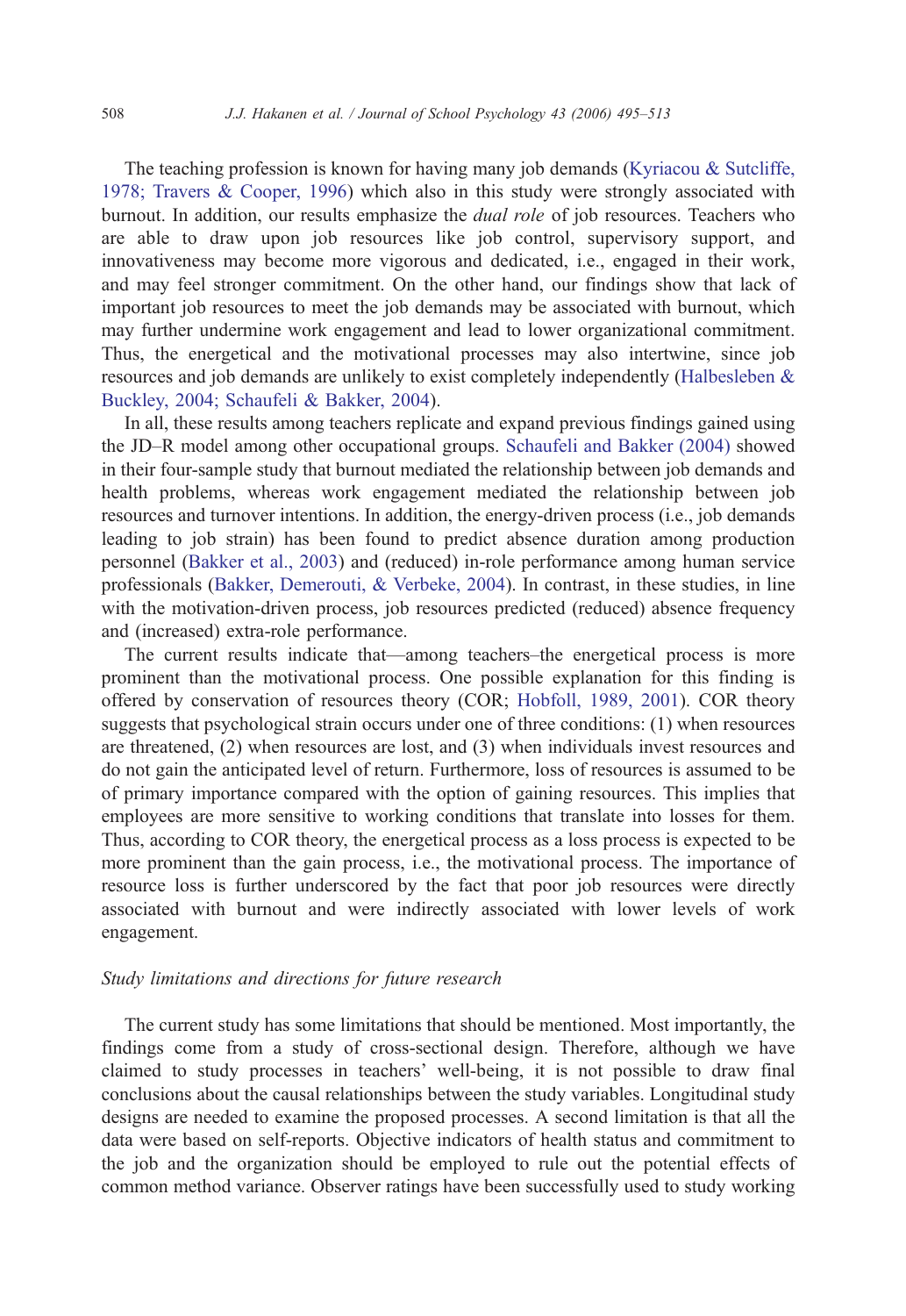The teaching profession is known for having many job demands (Kyriacou & Sutcliffe, 1978; Travers & Cooper, 1996) which also in this study were strongly associated with burnout. In addition, our results emphasize the *dual role* of job resources. Teachers who are able to draw upon job resources like job control, supervisory support, and innovativeness may become more vigorous and dedicated, i.e., engaged in their work, and may feel stronger commitment. On the other hand, our findings show that lack of important job resources to meet the job demands may be associated with burnout, which may further undermine work engagement and lead to lower organizational commitment. Thus, the energetical and the motivational processes may also intertwine, since job resources and job demands are unlikely to exist completely independently (Halbesleben & Buckley, 2004; Schaufeli & Bakker, 2004).

In all, these results among teachers replicate and expand previous findings gained using the JD–R model among other occupational groups. Schaufeli and Bakker (2004) showed in their four-sample study that burnout mediated the relationship between job demands and health problems, whereas work engagement mediated the relationship between job resources and turnover intentions. In addition, the energy-driven process (i.e., job demands leading to job strain) has been found to predict absence duration among production personnel (Bakker et al., 2003) and (reduced) in-role performance among human service professionals (Bakker, Demerouti, & Verbeke, 2004). In contrast, in these studies, in line with the motivation-driven process, job resources predicted (reduced) absence frequency and (increased) extra-role performance.

The current results indicate that—among teachers–the energetical process is more prominent than the motivational process. One possible explanation for this finding is offered by conservation of resources theory (COR; Hobfoll, 1989, 2001). COR theory suggests that psychological strain occurs under one of three conditions: (1) when resources are threatened, (2) when resources are lost, and (3) when individuals invest resources and do not gain the anticipated level of return. Furthermore, loss of resources is assumed to be of primary importance compared with the option of gaining resources. This implies that employees are more sensitive to working conditions that translate into losses for them. Thus, according to COR theory, the energetical process as a loss process is expected to be more prominent than the gain process, i.e., the motivational process. The importance of resource loss is further underscored by the fact that poor job resources were directly associated with burnout and were indirectly associated with lower levels of work engagement.

### *Study limitations and directions for future research*

The current study has some limitations that should be mentioned. Most importantly, the findings come from a study of cross-sectional design. Therefore, although we have claimed to study processes in teachers' well-being, it is not possible to draw final conclusions about the causal relationships between the study variables. Longitudinal study designs are needed to examine the proposed processes. A second limitation is that all the data were based on self-reports. Objective indicators of health status and commitment to the job and the organization should be employed to rule out the potential effects of common method variance. Observer ratings have been successfully used to study working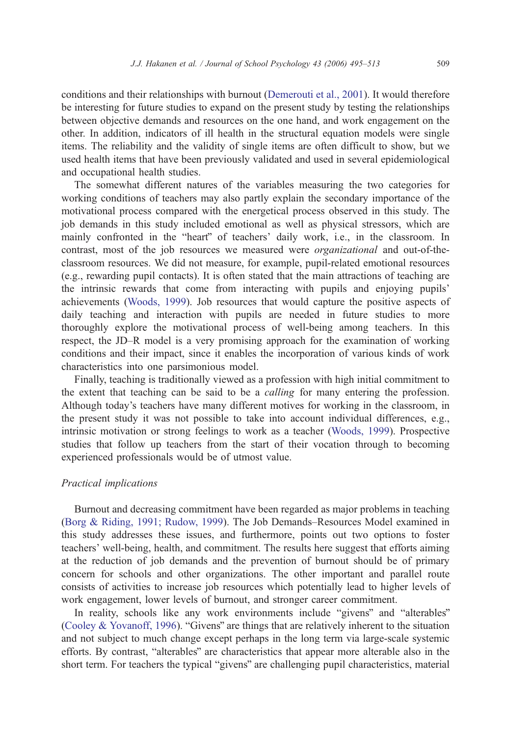conditions and their relationships with burnout (Demerouti et al., 2001). It would therefore be interesting for future studies to expand on the present study by testing the relationships between objective demands and resources on the one hand, and work engagement on the other. In addition, indicators of ill health in the structural equation models were single items. The reliability and the validity of single items are often difficult to show, but we used health items that have been previously validated and used in several epidemiological and occupational health studies.

The somewhat different natures of the variables measuring the two categories for working conditions of teachers may also partly explain the secondary importance of the motivational process compared with the energetical process observed in this study. The job demands in this study included emotional as well as physical stressors, which are mainly confronted in the "heart" of teachers' daily work, i.e., in the classroom. In contrast, most of the job resources we measured were *organizational* and out-of-the-classroom resources. We did not measure, for example, pupil-related emotional resources (e.g., rewarding pupil contacts). It is often stated that the main attractions of teaching are the intrinsic rewards that come from interacting with pupils and enjoying pupils' achievements (Woods, 1999). Job resources that would capture the positive aspects of daily teaching and interaction with pupils are needed in future studies to more thoroughly explore the motivational process of well-being among teachers. In this respect, the JD–R model is a very promising approach for the examination of working conditions and their impact, since it enables the incorporation of various kinds of work characteristics into one parsimonious model.

Finally, teaching is traditionally viewed as a profession with high initial commitment to the extent that teaching can be said to be a *calling* for many entering the profession. Although today's teachers have many different motives for working in the classroom, in the present study it was not possible to take into account individual differences, e.g., intrinsic motivation or strong feelings to work as a teacher (Woods, 1999). Prospective studies that follow up teachers from the start of their vocation through to becoming experienced professionals would be of utmost value.

### *Practical implications*

Burnout and decreasing commitment have been regarded as major problems in teaching (Borg & Riding, 1991; Rudow, 1999). The Job Demands–Resources Model examined in this study addresses these issues, and furthermore, points out two options to foster teachers' well-being, health, and commitment. The results here suggest that efforts aiming at the reduction of job demands and the prevention of burnout should be of primary concern for schools and other organizations. The other important and parallel route consists of activities to increase job resources which potentially lead to higher levels of work engagement, lower levels of burnout, and stronger career commitment.

In reality, schools like any work environments include "givens" and "alterables" (Cooley & Yovanoff, 1996). "Givens" are things that are relatively inherent to the situation and not subject to much change except perhaps in the long term via large-scale systemic efforts. By contrast, "alterables" are characteristics that appear more alterable also in the short term. For teachers the typical "givens" are challenging pupil characteristics, material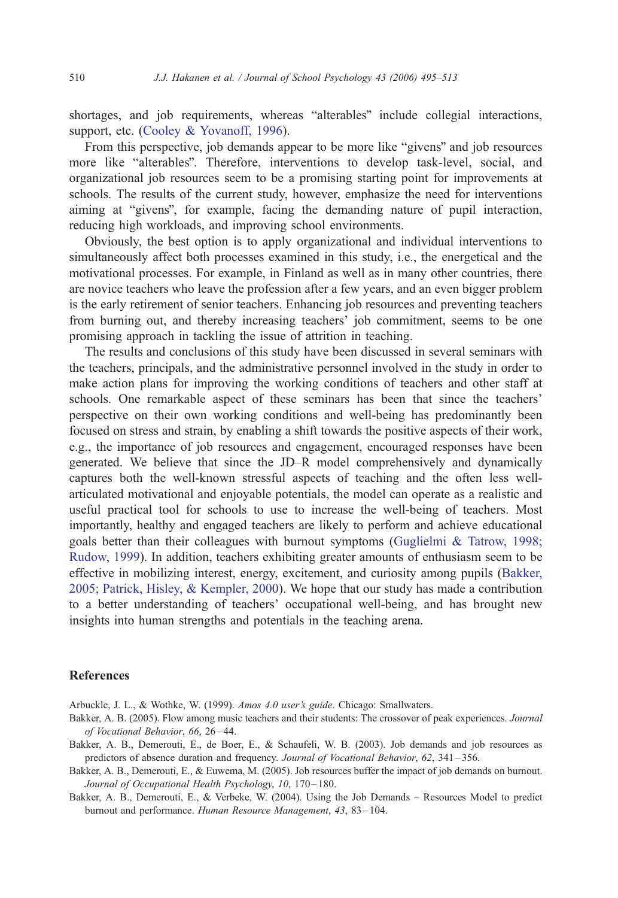shortages, and job requirements, whereas "alterables" include collegial interactions, support, etc. (Cooley & Yovanoff, 1996).

From this perspective, job demands appear to be more like "givens" and job resources more like "alterables". Therefore, interventions to develop task-level, social, and organizational job resources seem to be a promising starting point for improvements at schools. The results of the current study, however, emphasize the need for interventions aiming at "givens", for example, facing the demanding nature of pupil interaction, reducing high workloads, and improving school environments.

Obviously, the best option is to apply organizational and individual interventions to simultaneously affect both processes examined in this study, i.e., the energetical and the motivational processes. For example, in Finland as well as in many other countries, there are novice teachers who leave the profession after a few years, and an even bigger problem is the early retirement of senior teachers. Enhancing job resources and preventing teachers from burning out, and thereby increasing teachers' job commitment, seems to be one promising approach in tackling the issue of attrition in teaching.

The results and conclusions of this study have been discussed in several seminars with the teachers, principals, and the administrative personnel involved in the study in order to make action plans for improving the working conditions of teachers and other staff at schools. One remarkable aspect of these seminars has been that since the teachers' perspective on their own working conditions and well-being has predominantly been focused on stress and strain, by enabling a shift towards the positive aspects of their work, e.g., the importance of job resources and engagement, encouraged responses have been generated. We believe that since the JD–R model comprehensively and dynamically captures both the well-known stressful aspects of teaching and the often less well-articulated motivational and enjoyable potentials, the model can operate as a realistic and useful practical tool for schools to use to increase the well-being of teachers. Most importantly, healthy and engaged teachers are likely to perform and achieve educational goals better than their colleagues with burnout symptoms (Guglielmi & Tatrow, 1998; Rudow, 1999). In addition, teachers exhibiting greater amounts of enthusiasm seem to be effective in mobilizing interest, energy, excitement, and curiosity among pupils (Bakker, 2005; Patrick, Hisley, & Kempler, 2000). We hope that our study has made a contribution to a better understanding of teachers' occupational well-being, and has brought new insights into human strengths and potentials in the teaching arena.

## References

Arbuckle, J. L., & Wothke, W. (1999). *Amos 4.0 user's guide*. Chicago: Smallwaters.

Bakker, A. B. (2005). Flow among music teachers and their students: The crossover of peak experiences. *Journal of Vocational Behavior*, *66*, 26–44.

Bakker, A. B., Demerouti, E., de Boer, E., & Schaufeli, W. B. (2003). Job demands and job resources as predictors of absence duration and frequency. *Journal of Vocational Behavior*, *62*, 341–356.

Bakker, A. B., Demerouti, E., & Euwema, M. (2005). Job resources buffer the impact of job demands on burnout. *Journal of Occupational Health Psychology*, *10*, 170–180.

Bakker, A. B., Demerouti, E., & Verbeke, W. (2004). Using the Job Demands – Resources Model to predict burnout and performance. *Human Resource Management*, *43*, 83–104.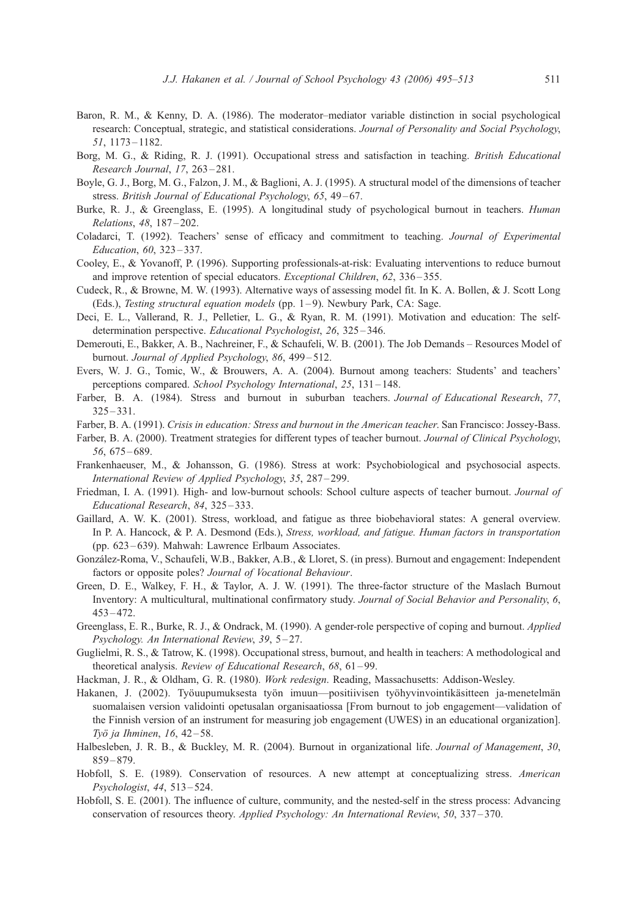Baron, R. M., & Kenny, D. A. (1986). The moderator–mediator variable distinction in social psychological research: Conceptual, strategic, and statistical considerations. *Journal of Personality and Social Psychology*, *51*, 1173–1182.

Borg, M. G., & Riding, R. J. (1991). Occupational stress and satisfaction in teaching. *British Educational Research Journal*, *17*, 263–281.

Boyle, G. J., Borg, M. G., Falzon, J. M., & Baglioni, A. J. (1995). A structural model of the dimensions of teacher stress. *British Journal of Educational Psychology*, *65*, 49–67.

Burke, R. J., & Greenglass, E. (1995). A longitudinal study of psychological burnout in teachers. *Human Relations*, *48*, 187–202.

Coladarci, T. (1992). Teachers' sense of efficacy and commitment to teaching. *Journal of Experimental Education*, *60*, 323–337.

Cooley, E., & Yovanoff, P. (1996). Supporting professionals-at-risk: Evaluating interventions to reduce burnout and improve retention of special educators. *Exceptional Children*, *62*, 336–355.

Cudeck, R., & Browne, M. W. (1993). Alternative ways of assessing model fit. In K. A. Bollen, & J. Scott Long (Eds.), *Testing structural equation models* (pp. 1–9). Newbury Park, CA: Sage.

Deci, E. L., Vallerand, R. J., Pelletier, L. G., & Ryan, R. M. (1991). Motivation and education: The self-determination perspective. *Educational Psychologist*, *26*, 325–346.

Demerouti, E., Bakker, A. B., Nachreiner, F., & Schaufeli, W. B. (2001). The Job Demands – Resources Model of burnout. *Journal of Applied Psychology*, *86*, 499–512.

Evers, W. J. G., Tomic, W., & Brouwers, A. A. (2004). Burnout among teachers: Students' and teachers' perceptions compared. *School Psychology International*, *25*, 131–148.

Farber, B. A. (1984). Stress and burnout in suburban teachers. *Journal of Educational Research*, *77*, 325–331.

Farber, B. A. (1991). *Crisis in education: Stress and burnout in the American teacher*. San Francisco: Jossey-Bass.

Farber, B. A. (2000). Treatment strategies for different types of teacher burnout. *Journal of Clinical Psychology*, *56*, 675–689.

Frankenhaeuser, M., & Johansson, G. (1986). Stress at work: Psychobiological and psychosocial aspects. *International Review of Applied Psychology*, *35*, 287–299.

Friedman, I. A. (1991). High- and low-burnout schools: School culture aspects of teacher burnout. *Journal of Educational Research*, *84*, 325–333.

Gaillard, A. W. K. (2001). Stress, workload, and fatigue as three biobehavioral states: A general overview. In P. A. Hancock, & P. A. Desmond (Eds.), *Stress, workload, and fatigue. Human factors in transportation* (pp. 623–639). Mahwah: Lawrence Erlbaum Associates.

González-Roma, V., Schaufeli, W.B., Bakker, A.B., & Lloret, S. (in press). Burnout and engagement: Independent factors or opposite poles? *Journal of Vocational Behaviour*.

Green, D. E., Walkey, F. H., & Taylor, A. J. W. (1991). The three-factor structure of the Maslach Burnout Inventory: A multicultural, multinational confirmatory study. *Journal of Social Behavior and Personality*, *6*, 453–472.

Greenglass, E. R., Burke, R. J., & Ondrack, M. (1990). A gender-role perspective of coping and burnout. *Applied Psychology. An International Review*, *39*, 5–27.

Guglielmi, R. S., & Tatrow, K. (1998). Occupational stress, burnout, and health in teachers: A methodological and theoretical analysis. *Review of Educational Research*, *68*, 61–99.

Hackman, J. R., & Oldham, G. R. (1980). *Work redesign*. Reading, Massachusetts: Addison-Wesley.

Hakanen, J. (2002). Työuupumuksesta työn imuun—positiivisen työhyvinvointikäsitteen ja-menetelmän suomalaisen version validointi opetusalan organisaatiossa [From burnout to job engagement—validation of the Finnish version of an instrument for measuring job engagement (UWES) in an educational organization]. *Työ ja Ihminen*, *16*, 42–58.

Halbesleben, J. R. B., & Buckley, M. R. (2004). Burnout in organizational life. *Journal of Management*, *30*, 859–879.

Hobfoll, S. E. (1989). Conservation of resources. A new attempt at conceptualizing stress. *American Psychologist*, *44*, 513–524.

Hobfoll, S. E. (2001). The influence of culture, community, and the nested-self in the stress process: Advancing conservation of resources theory. *Applied Psychology: An International Review*, *50*, 337–370.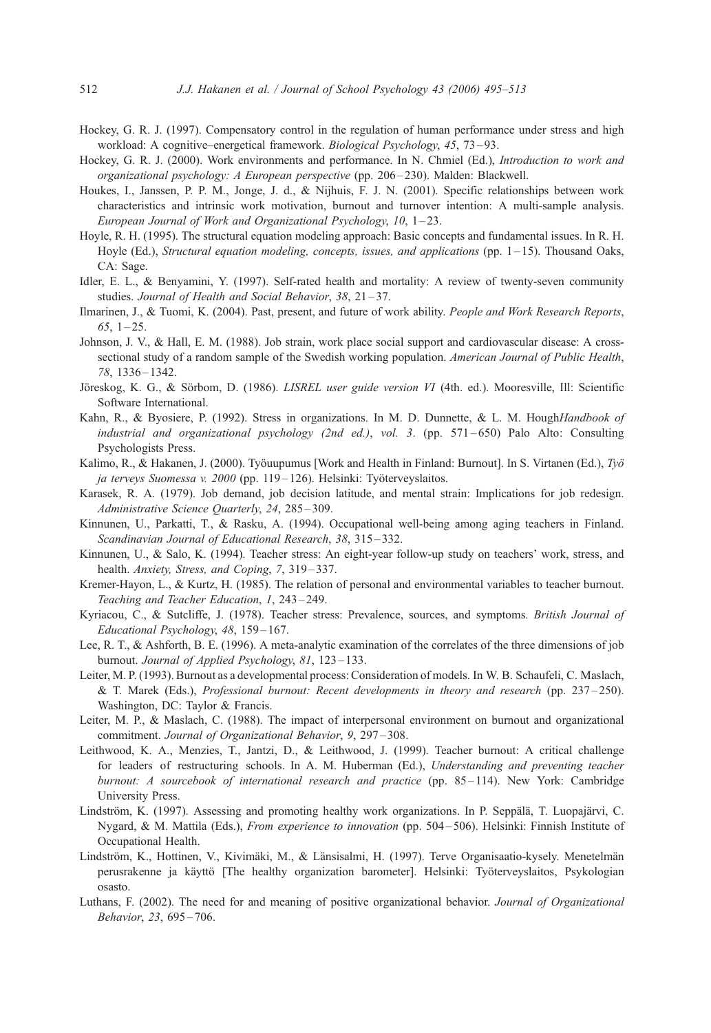Hockey, G. R. J. (1997). Compensatory control in the regulation of human performance under stress and high workload: A cognitive–energetical framework. *Biological Psychology*, *45*, 73–93.

Hockey, G. R. J. (2000). Work environments and performance. In N. Chmiel (Ed.), *Introduction to work and organizational psychology: A European perspective* (pp. 206–230). Malden: Blackwell.

Houkes, I., Janssen, P. P. M., Jonge, J. d., & Nijhuis, F. J. N. (2001). Specific relationships between work characteristics and intrinsic work motivation, burnout and turnover intention: A multi-sample analysis. *European Journal of Work and Organizational Psychology*, *10*, 1–23.

Hoyle, R. H. (1995). The structural equation modeling approach: Basic concepts and fundamental issues. In R. H. Hoyle (Ed.), *Structural equation modeling, concepts, issues, and applications* (pp. 1–15). Thousand Oaks, CA: Sage.

Idler, E. L., & Benyamini, Y. (1997). Self-rated health and mortality: A review of twenty-seven community studies. *Journal of Health and Social Behavior*, *38*, 21–37.

Ilmarinen, J., & Tuomi, K. (2004). Past, present, and future of work ability. *People and Work Research Reports*, *65*, 1–25.

Johnson, J. V., & Hall, E. M. (1988). Job strain, work place social support and cardiovascular disease: A cross-sectional study of a random sample of the Swedish working population. *American Journal of Public Health*, *78*, 1336–1342.

Jöreskog, K. G., & Sörbom, D. (1986). *LISREL user guide version VI* (4th. ed.). Mooresville, Ill: Scientific Software International.

Kahn, R., & Byosiere, P. (1992). Stress in organizations. In M. D. Dunnette, & L. M. Hough*Handbook of industrial and organizational psychology (2nd ed.)*, *vol. 3*. (pp. 571–650) Palo Alto: Consulting Psychologists Press.

Kalimo, R., & Hakanen, J. (2000). Työuupumus [Work and Health in Finland: Burnout]. In S. Virtanen (Ed.), *Työ ja terveys Suomessa v. 2000* (pp. 119–126). Helsinki: Työterveyslaitos.

Karasek, R. A. (1979). Job demand, job decision latitude, and mental strain: Implications for job redesign. *Administrative Science Quarterly*, *24*, 285–309.

Kinnunen, U., Parkatti, T., & Rasku, A. (1994). Occupational well-being among aging teachers in Finland. *Scandinavian Journal of Educational Research*, *38*, 315–332.

Kinnunen, U., & Salo, K. (1994). Teacher stress: An eight-year follow-up study on teachers' work, stress, and health. *Anxiety, Stress, and Coping*, *7*, 319–337.

Kremer-Hayon, L., & Kurtz, H. (1985). The relation of personal and environmental variables to teacher burnout. *Teaching and Teacher Education*, *1*, 243–249.

Kyriacou, C., & Sutcliffe, J. (1978). Teacher stress: Prevalence, sources, and symptoms. *British Journal of Educational Psychology*, *48*, 159–167.

Lee, R. T., & Ashforth, B. E. (1996). A meta-analytic examination of the correlates of the three dimensions of job burnout. *Journal of Applied Psychology*, *81*, 123–133.

Leiter, M. P. (1993). Burnout as a developmental process: Consideration of models. In W. B. Schaufeli, C. Maslach, & T. Marek (Eds.), *Professional burnout: Recent developments in theory and research* (pp. 237–250). Washington, DC: Taylor & Francis.

Leiter, M. P., & Maslach, C. (1988). The impact of interpersonal environment on burnout and organizational commitment. *Journal of Organizational Behavior*, *9*, 297–308.

Leithwood, K. A., Menzies, T., Jantzi, D., & Leithwood, J. (1999). Teacher burnout: A critical challenge for leaders of restructuring schools. In A. M. Huberman (Ed.), *Understanding and preventing teacher burnout: A sourcebook of international research and practice* (pp. 85–114). New York: Cambridge University Press.

Lindström, K. (1997). Assessing and promoting healthy work organizations. In P. Seppälä, T. Luopajärvi, C. Nygard, & M. Mattila (Eds.), *From experience to innovation* (pp. 504–506). Helsinki: Finnish Institute of Occupational Health.

Lindström, K., Hottinen, V., Kivimäki, M., & Länsisalmi, H. (1997). Terve Organisaatio-kysely. Menetelmän perusrakenne ja käyttö [The healthy organization barometer]. Helsinki: Työterveyslaitos, Psykologian osasto.

Luthans, F. (2002). The need for and meaning of positive organizational behavior. *Journal of Organizational Behavior*, *23*, 695–706.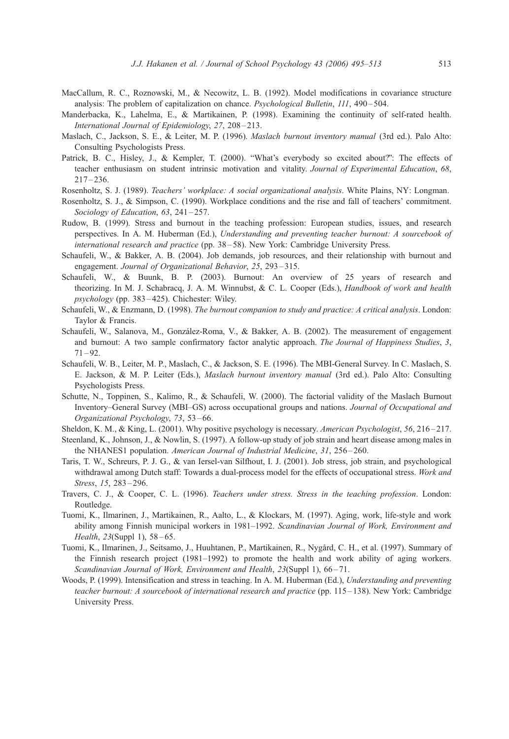MacCallum, R. C., Roznowski, M., & Necowitz, L. B. (1992). Model modifications in covariance structure analysis: The problem of capitalization on chance. *Psychological Bulletin*, *111*, 490 – 504.

Manderbacka, K., Lahelma, E., & Martikainen, P. (1998). Examining the continuity of self-rated health. *International Journal of Epidemiology*, *27*, 208 – 213.

Maslach, C., Jackson, S. E., & Leiter, M. P. (1996). *Maslach burnout inventory manual* (3rd ed.). Palo Alto: Consulting Psychologists Press.

Patrick, B. C., Hisley, J., & Kempler, T. (2000). "What's everybody so excited about?": The effects of teacher enthusiasm on student intrinsic motivation and vitality. *Journal of Experimental Education*, *68*, 217 – 236.

Rosenholtz, S. J. (1989). *Teachers' workplace: A social organizational analysis*. White Plains, NY: Longman.

Rosenholtz, S. J., & Simpson, C. (1990). Workplace conditions and the rise and fall of teachers' commitment. *Sociology of Education*, *63*, 241 – 257.

Rudow, B. (1999). Stress and burnout in the teaching profession: European studies, issues, and research perspectives. In A. M. Huberman (Ed.), *Understanding and preventing teacher burnout: A sourcebook of international research and practice* (pp. 38 – 58). New York: Cambridge University Press.

Schaufeli, W., & Bakker, A. B. (2004). Job demands, job resources, and their relationship with burnout and engagement. *Journal of Organizational Behavior*, *25*, 293 – 315.

Schaufeli, W., & Buunk, B. P. (2003). Burnout: An overview of 25 years of research and theorizing. In M. J. Schabracq, J. A. M. Winnubst, & C. L. Cooper (Eds.), *Handbook of work and health psychology* (pp. 383 – 425). Chichester: Wiley.

Schaufeli, W., & Enzmann, D. (1998). *The burnout companion to study and practice: A critical analysis*. London: Taylor & Francis.

Schaufeli, W., Salanova, M., González-Roma, V., & Bakker, A. B. (2002). The measurement of engagement and burnout: A two sample confirmatory factor analytic approach. *The Journal of Happiness Studies*, *3*, 71 – 92.

Schaufeli, W. B., Leiter, M. P., Maslach, C., & Jackson, S. E. (1996). The MBI-General Survey. In C. Maslach, S. E. Jackson, & M. P. Leiter (Eds.), *Maslach burnout inventory manual* (3rd ed.). Palo Alto: Consulting Psychologists Press.

Schutte, N., Toppinen, S., Kalimo, R., & Schaufeli, W. (2000). The factorial validity of the Maslach Burnout Inventory–General Survey (MBI–GS) across occupational groups and nations. *Journal of Occupational and Organizational Psychology*, *73*, 53 – 66.

Sheldon, K. M., & King, L. (2001). Why positive psychology is necessary. *American Psychologist*, *56*, 216 – 217.

Steenland, K., Johnson, J., & Nowlin, S. (1997). A follow-up study of job strain and heart disease among males in the NHANES1 population. *American Journal of Industrial Medicine*, *31*, 256 – 260.

Taris, T. W., Schreurs, P. J. G., & van Iersel-van Silfhout, I. J. (2001). Job stress, job strain, and psychological withdrawal among Dutch staff: Towards a dual-process model for the effects of occupational stress. *Work and Stress*, *15*, 283 – 296.

Travers, C. J., & Cooper, C. L. (1996). *Teachers under stress. Stress in the teaching profession*. London: Routledge.

Tuomi, K., Ilmarinen, J., Martikainen, R., Aalto, L., & Klockars, M. (1997). Aging, work, life-style and work ability among Finnish municipal workers in 1981–1992. *Scandinavian Journal of Work, Environment and Health*, *23*(Suppl 1), 58 – 65.

Tuomi, K., Ilmarinen, J., Seitsamo, J., Huuhtanen, P., Martikainen, R., Nygård, C. H., et al. (1997). Summary of the Finnish research project (1981–1992) to promote the health and work ability of aging workers. *Scandinavian Journal of Work, Environment and Health*, *23*(Suppl 1), 66 – 71.

Woods, P. (1999). Intensification and stress in teaching. In A. M. Huberman (Ed.), *Understanding and preventing teacher burnout: A sourcebook of international research and practice* (pp. 115 – 138). New York: Cambridge University Press.